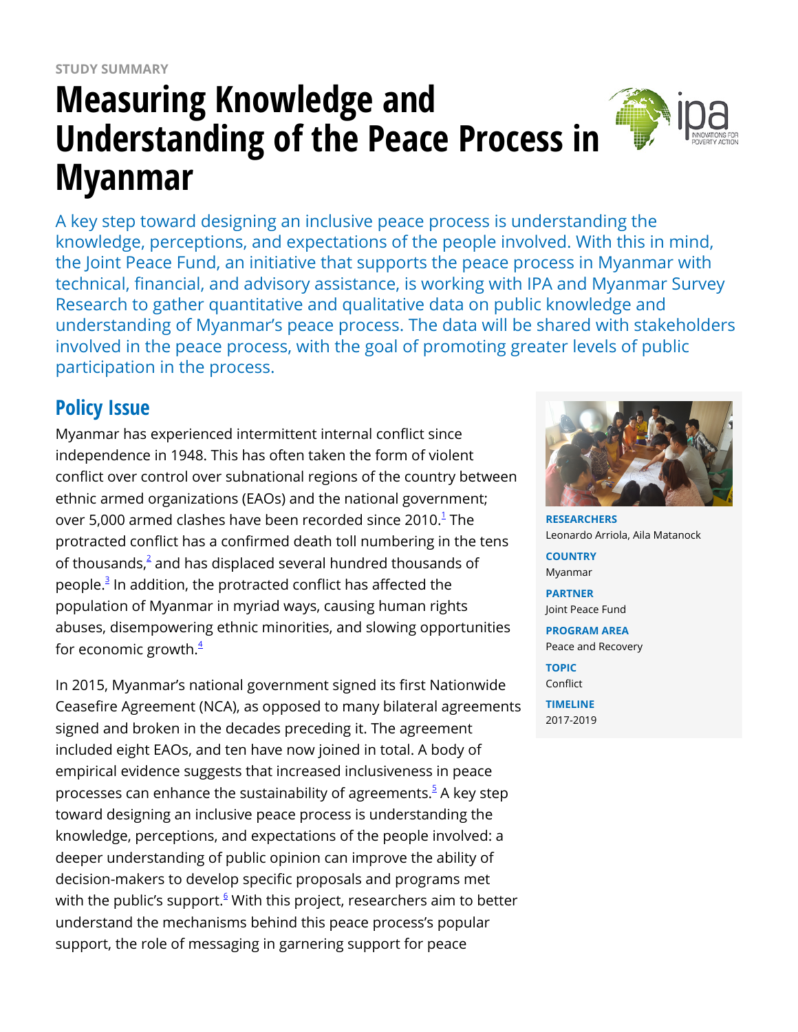STUDY SUMMARY

# Measuring Knowledge and Understanding of the Peace Process in Myanmar

A key step toward designing an inclusive peace process is understanding the knowledge, perceptions, and expectations of the people involved. With this in mind, the Joint Peace Fund, an initiative that supports the peace process in Myanmar with technical, financial, and advisory assistance, is working with IPA and Myanmar Survey Research to gather quantitative and qualitative data on public knowledge and understanding of Myanmar's peace process. The data will be shared with stakeholders involved in the peace process, with the goal of promoting greater levels of public participation in the process.

**RESEARCHERS**
Leonardo Arriola, Aila Matanock

**COUNTRY**
Myanmar

**PARTNER**
Joint Peace Fund

**PROGRAM AREA**
Peace and Recovery

**TOPIC**
Conflict

**TIMELINE**
2017-2019

## Policy Issue

Myanmar has experienced intermittent internal conflict since independence in 1948. This has often taken the form of violent conflict over control over subnational regions of the country between ethnic armed organizations (EAOs) and the national government; over 5,000 armed clashes have been recorded since 2010.[1] The protracted conflict has a confirmed death toll numbering in the tens of thousands,[2] and has displaced several hundred thousands of people.[3] In addition, the protracted conflict has affected the population of Myanmar in myriad ways, causing human rights abuses, disempowering ethnic minorities, and slowing opportunities for economic growth.[4]

In 2015, Myanmar's national government signed its first Nationwide Ceasefire Agreement (NCA), as opposed to many bilateral agreements signed and broken in the decades preceding it. The agreement included eight EAOs, and ten have now joined in total. A body of empirical evidence suggests that increased inclusiveness in peace processes can enhance the sustainability of agreements.[5] A key step toward designing an inclusive peace process is understanding the knowledge, perceptions, and expectations of the people involved: a deeper understanding of public opinion can improve the ability of decision-makers to develop specific proposals and programs met with the public's support.[6] With this project, researchers aim to better understand the mechanisms behind this peace process's popular support, the role of messaging in garnering support for peace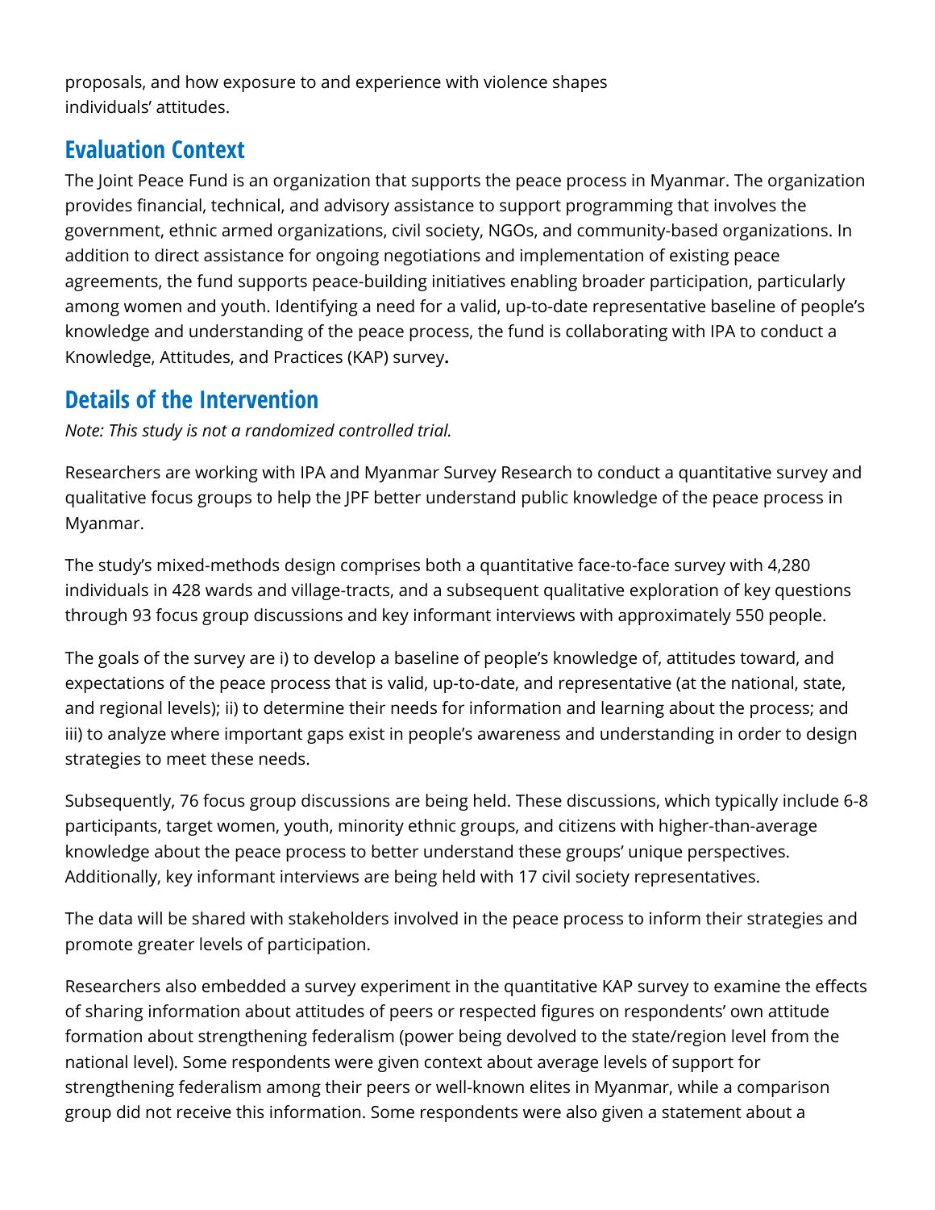proposals, and how exposure to and experience with violence shapes individuals' attitudes.

## Evaluation Context

The Joint Peace Fund is an organization that supports the peace process in Myanmar. The organization provides financial, technical, and advisory assistance to support programming that involves the government, ethnic armed organizations, civil society, NGOs, and community-based organizations. In addition to direct assistance for ongoing negotiations and implementation of existing peace agreements, the fund supports peace-building initiatives enabling broader participation, particularly among women and youth. Identifying a need for a valid, up-to-date representative baseline of people's knowledge and understanding of the peace process, the fund is collaborating with IPA to conduct a Knowledge, Attitudes, and Practices (KAP) survey**.**

## Details of the Intervention

*Note: This study is not a randomized controlled trial.*

Researchers are working with IPA and Myanmar Survey Research to conduct a quantitative survey and qualitative focus groups to help the JPF better understand public knowledge of the peace process in Myanmar.

The study's mixed-methods design comprises both a quantitative face-to-face survey with 4,280 individuals in 428 wards and village-tracts, and a subsequent qualitative exploration of key questions through 93 focus group discussions and key informant interviews with approximately 550 people.

The goals of the survey are i) to develop a baseline of people's knowledge of, attitudes toward, and expectations of the peace process that is valid, up-to-date, and representative (at the national, state, and regional levels); ii) to determine their needs for information and learning about the process; and iii) to analyze where important gaps exist in people's awareness and understanding in order to design strategies to meet these needs.

Subsequently, 76 focus group discussions are being held. These discussions, which typically include 6-8 participants, target women, youth, minority ethnic groups, and citizens with higher-than-average knowledge about the peace process to better understand these groups' unique perspectives. Additionally, key informant interviews are being held with 17 civil society representatives.

The data will be shared with stakeholders involved in the peace process to inform their strategies and promote greater levels of participation.

Researchers also embedded a survey experiment in the quantitative KAP survey to examine the effects of sharing information about attitudes of peers or respected figures on respondents' own attitude formation about strengthening federalism (power being devolved to the state/region level from the national level). Some respondents were given context about average levels of support for strengthening federalism among their peers or well-known elites in Myanmar, while a comparison group did not receive this information. Some respondents were also given a statement about a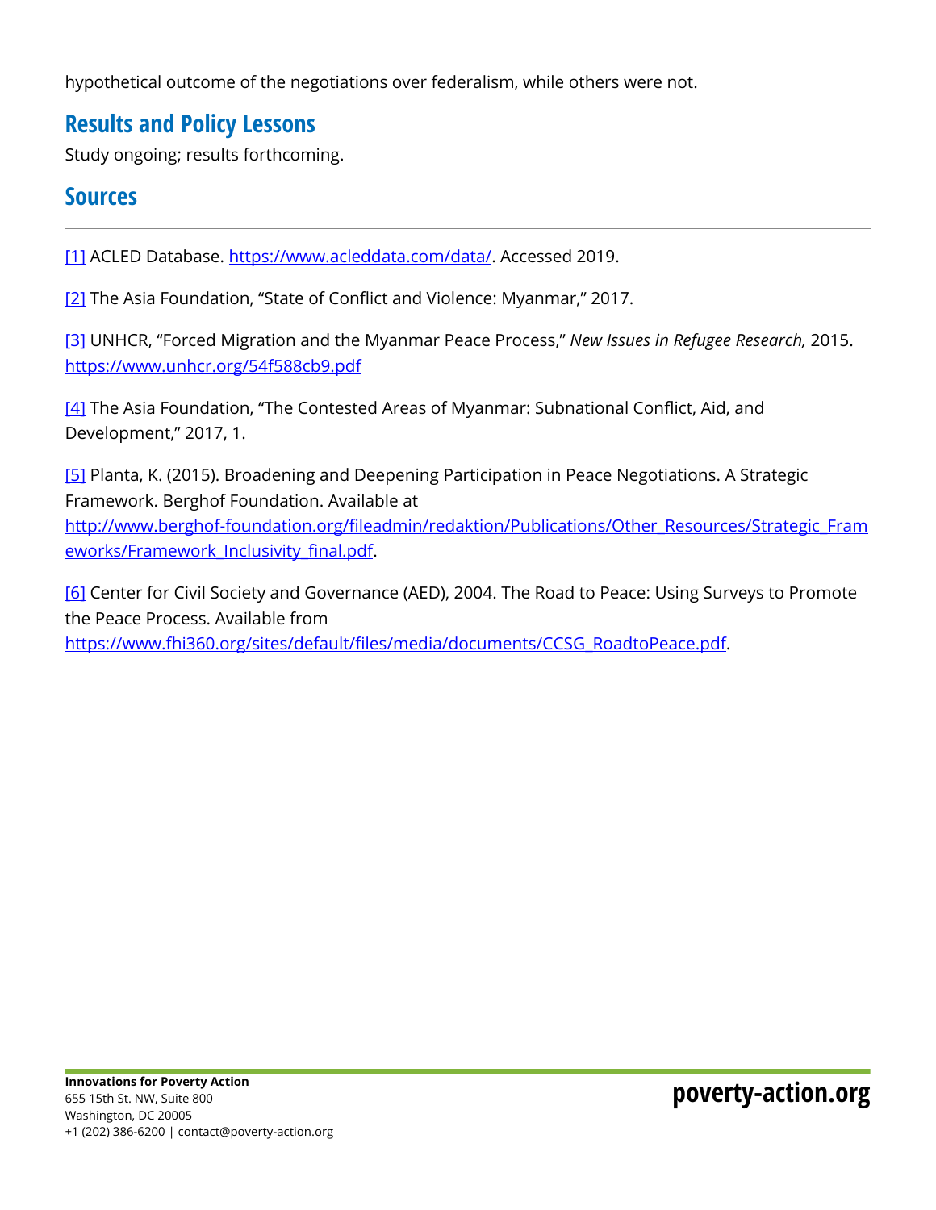hypothetical outcome of the negotiations over federalism, while others were not.

## Results and Policy Lessons

Study ongoing; results forthcoming.

## Sources

---

[1] ACLED Database. https://www.acleddata.com/data/. Accessed 2019.

[2] The Asia Foundation, "State of Conflict and Violence: Myanmar," 2017.

[3] UNHCR, "Forced Migration and the Myanmar Peace Process," *New Issues in Refugee Research,* 2015. https://www.unhcr.org/54f588cb9.pdf

[4] The Asia Foundation, "The Contested Areas of Myanmar: Subnational Conflict, Aid, and Development," 2017, 1.

[5] Planta, K. (2015). Broadening and Deepening Participation in Peace Negotiations. A Strategic Framework. Berghof Foundation. Available at http://www.berghof-foundation.org/fileadmin/redaktion/Publications/Other_Resources/Strategic_Frameworks/Framework_Inclusivity_final.pdf.

[6] Center for Civil Society and Governance (AED), 2004. The Road to Peace: Using Surveys to Promote the Peace Process. Available from https://www.fhi360.org/sites/default/files/media/documents/CCSG_RoadtoPeace.pdf.